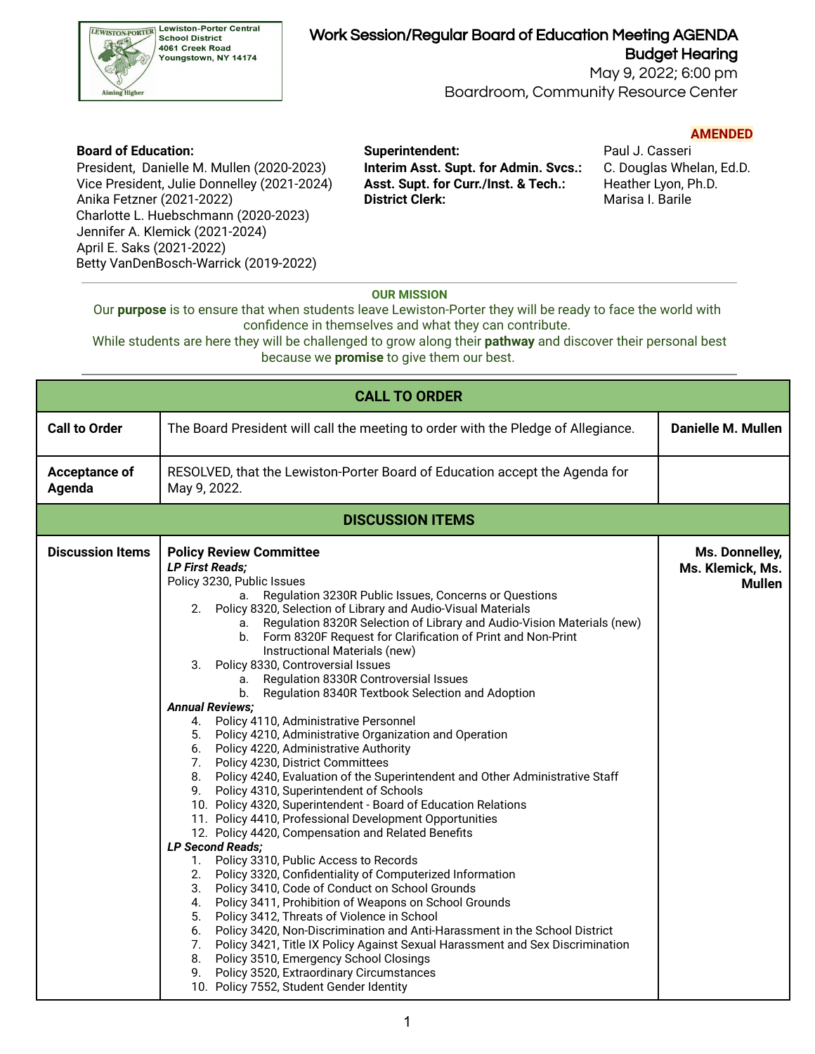Lewiston-Porter Central School District
4061 Creek Road
Youngstown, NY 14174

# Work Session/Regular Board of Education Meeting AGENDA
## Budget Hearing

May 9, 2022; 6:00 pm
Boardroom, Community Resource Center

**AMENDED**

**Board of Education:**
President, Danielle M. Mullen (2020-2023)
Vice President, Julie Donnelley (2021-2024)
Anika Fetzner (2021-2022)
Charlotte L. Huebschmann (2020-2023)
Jennifer A. Klemick (2021-2024)
April E. Saks (2021-2022)
Betty VanDenBosch-Warrick (2019-2022)

**Superintendent:** Paul J. Casseri
**Interim Asst. Supt. for Admin. Svcs.:** C. Douglas Whelan, Ed.D.
**Asst. Supt. for Curr./Inst. & Tech.:** Heather Lyon, Ph.D.
**District Clerk:** Marisa I. Barile

**OUR MISSION**

Our **purpose** is to ensure that when students leave Lewiston-Porter they will be ready to face the world with confidence in themselves and what they can contribute.
While students are here they will be challenged to grow along their **pathway** and discover their personal best because we **promise** to give them our best.

| CALL TO ORDER | | |
|---|---|---|
| **Call to Order** | The Board President will call the meeting to order with the Pledge of Allegiance. | **Danielle M. Mullen** |
| **Acceptance of Agenda** | RESOLVED, that the Lewiston-Porter Board of Education accept the Agenda for May 9, 2022. | |
| **DISCUSSION ITEMS** | | |
| **Discussion Items** | **Policy Review Committee**<br>***LP First Reads;***<br>Policy 3230, Public Issues<br>&nbsp;&nbsp;a. Regulation 3230R Public Issues, Concerns or Questions<br>2. Policy 8320, Selection of Library and Audio-Visual Materials<br>&nbsp;&nbsp;a. Regulation 8320R Selection of Library and Audio-Vision Materials (new)<br>&nbsp;&nbsp;b. Form 8320F Request for Clarification of Print and Non-Print Instructional Materials (new)<br>3. Policy 8330, Controversial Issues<br>&nbsp;&nbsp;a. Regulation 8330R Controversial Issues<br>&nbsp;&nbsp;b. Regulation 8340R Textbook Selection and Adoption<br>***Annual Reviews;***<br>4. Policy 4110, Administrative Personnel<br>5. Policy 4210, Administrative Organization and Operation<br>6. Policy 4220, Administrative Authority<br>7. Policy 4230, District Committees<br>8. Policy 4240, Evaluation of the Superintendent and Other Administrative Staff<br>9. Policy 4310, Superintendent of Schools<br>10. Policy 4320, Superintendent - Board of Education Relations<br>11. Policy 4410, Professional Development Opportunities<br>12. Policy 4420, Compensation and Related Benefits<br>***LP Second Reads;***<br>1. Policy 3310, Public Access to Records<br>2. Policy 3320, Confidentiality of Computerized Information<br>3. Policy 3410, Code of Conduct on School Grounds<br>4. Policy 3411, Prohibition of Weapons on School Grounds<br>5. Policy 3412, Threats of Violence in School<br>6. Policy 3420, Non-Discrimination and Anti-Harassment in the School District<br>7. Policy 3421, Title IX Policy Against Sexual Harassment and Sex Discrimination<br>8. Policy 3510, Emergency School Closings<br>9. Policy 3520, Extraordinary Circumstances<br>10. Policy 7552, Student Gender Identity | **Ms. Donnelley, Ms. Klemick, Ms. Mullen** |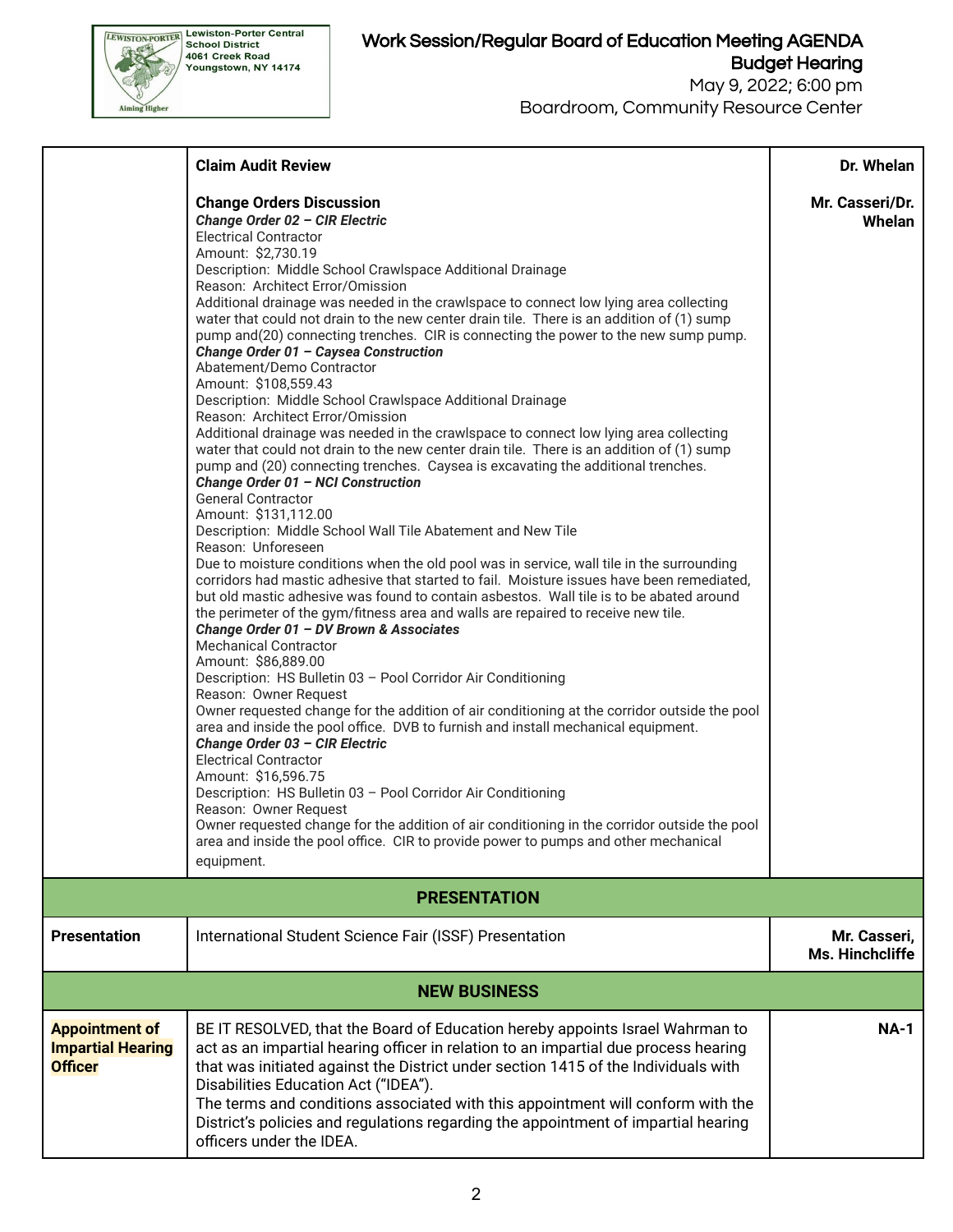| | | |
|---|---|---|
| | **Claim Audit Review** | **Dr. Whelan** |
| | **Change Orders Discussion**<br>***Change Order 02 – CIR Electric***<br>Electrical Contractor<br>Amount: $2,730.19<br>Description: Middle School Crawlspace Additional Drainage<br>Reason: Architect Error/Omission<br>Additional drainage was needed in the crawlspace to connect low lying area collecting water that could not drain to the new center drain tile. There is an addition of (1) sump pump and(20) connecting trenches. CIR is connecting the power to the new sump pump.<br>***Change Order 01 – Caysea Construction***<br>Abatement/Demo Contractor<br>Amount: $108,559.43<br>Description: Middle School Crawlspace Additional Drainage<br>Reason: Architect Error/Omission<br>Additional drainage was needed in the crawlspace to connect low lying area collecting water that could not drain to the new center drain tile. There is an addition of (1) sump pump and (20) connecting trenches. Caysea is excavating the additional trenches.<br>***Change Order 01 – NCI Construction***<br>General Contractor<br>Amount: $131,112.00<br>Description: Middle School Wall Tile Abatement and New Tile<br>Reason: Unforeseen<br>Due to moisture conditions when the old pool was in service, wall tile in the surrounding corridors had mastic adhesive that started to fail. Moisture issues have been remediated, but old mastic adhesive was found to contain asbestos. Wall tile is to be abated around the perimeter of the gym/fitness area and walls are repaired to receive new tile.<br>***Change Order 01 – DV Brown & Associates***<br>Mechanical Contractor<br>Amount: $86,889.00<br>Description: HS Bulletin 03 – Pool Corridor Air Conditioning<br>Reason: Owner Request<br>Owner requested change for the addition of air conditioning at the corridor outside the pool area and inside the pool office. DVB to furnish and install mechanical equipment.<br>***Change Order 03 – CIR Electric***<br>Electrical Contractor<br>Amount: $16,596.75<br>Description: HS Bulletin 03 – Pool Corridor Air Conditioning<br>Reason: Owner Request<br>Owner requested change for the addition of air conditioning in the corridor outside the pool area and inside the pool office. CIR to provide power to pumps and other mechanical equipment. | **Mr. Casseri/Dr. Whelan** |
| **PRESENTATION** | | |
| **Presentation** | International Student Science Fair (ISSF) Presentation | **Mr. Casseri, Ms. Hinchcliffe** |
| **NEW BUSINESS** | | |
| **Appointment of Impartial Hearing Officer** | BE IT RESOLVED, that the Board of Education hereby appoints Israel Wahrman to act as an impartial hearing officer in relation to an impartial due process hearing that was initiated against the District under section 1415 of the Individuals with Disabilities Education Act ("IDEA").<br>The terms and conditions associated with this appointment will conform with the District's policies and regulations regarding the appointment of impartial hearing officers under the IDEA. | **NA-1** |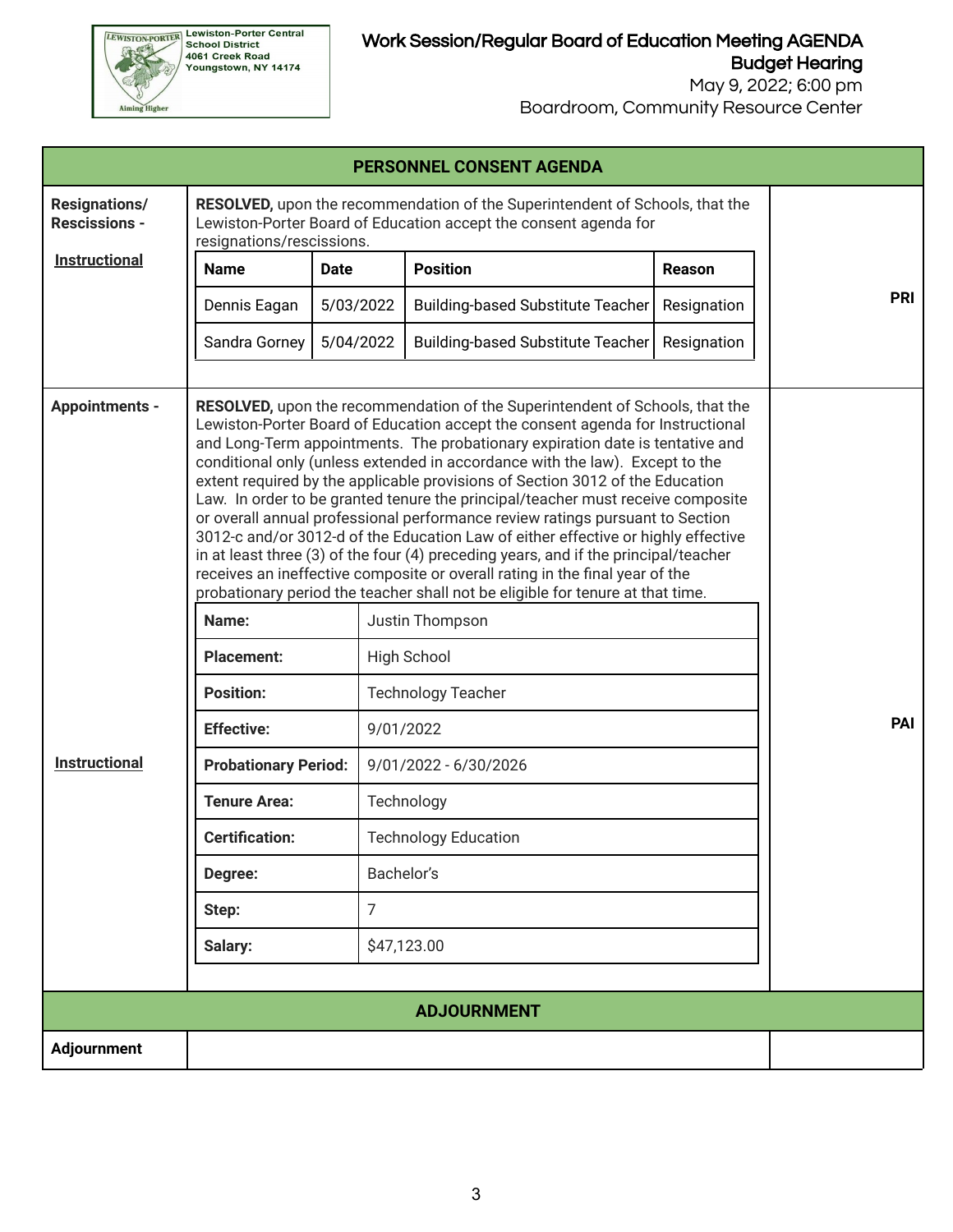Lewiston-Porter Central School District
4061 Creek Road
Youngstown, NY 14174

# Work Session/Regular Board of Education Meeting AGENDA
## Budget Hearing

May 9, 2022; 6:00 pm
Boardroom, Community Resource Center

## PERSONNEL CONSENT AGENDA

### Resignations/ Rescissions - Instructional (PRI)

**RESOLVED,** upon the recommendation of the Superintendent of Schools, that the Lewiston-Porter Board of Education accept the consent agenda for resignations/rescissions.

| Name | Date | Position | Reason |
|---|---|---|---|
| Dennis Eagan | 5/03/2022 | Building-based Substitute Teacher | Resignation |
| Sandra Gorney | 5/04/2022 | Building-based Substitute Teacher | Resignation |

### Appointments - Instructional (PAI)

**RESOLVED,** upon the recommendation of the Superintendent of Schools, that the Lewiston-Porter Board of Education accept the consent agenda for Instructional and Long-Term appointments. The probationary expiration date is tentative and conditional only (unless extended in accordance with the law). Except to the extent required by the applicable provisions of Section 3012 of the Education Law. In order to be granted tenure the principal/teacher must receive composite or overall annual professional performance review ratings pursuant to Section 3012-c and/or 3012-d of the Education Law of either effective or highly effective in at least three (3) of the four (4) preceding years, and if the principal/teacher receives an ineffective composite or overall rating in the final year of the probationary period the teacher shall not be eligible for tenure at that time.

| | |
|---|---|
| **Name:** | Justin Thompson |
| **Placement:** | High School |
| **Position:** | Technology Teacher |
| **Effective:** | 9/01/2022 |
| **Probationary Period:** | 9/01/2022 - 6/30/2026 |
| **Tenure Area:** | Technology |
| **Certification:** | Technology Education |
| **Degree:** | Bachelor's |
| **Step:** | 7 |
| **Salary:** | $47,123.00 |

## ADJOURNMENT

**Adjournment**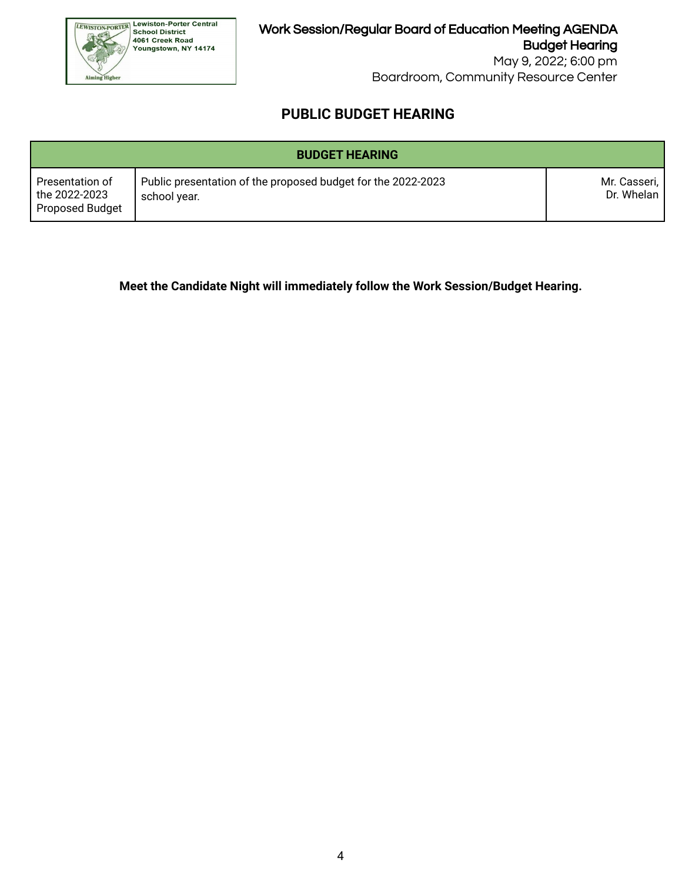Lewiston-Porter Central School District
4061 Creek Road
Youngstown, NY 14174

Work Session/Regular Board of Education Meeting AGENDA
Budget Hearing
May 9, 2022; 6:00 pm
Boardroom, Community Resource Center

## PUBLIC BUDGET HEARING

| BUDGET HEARING | | |
|---|---|---|
| Presentation of the 2022-2023 Proposed Budget | Public presentation of the proposed budget for the 2022-2023 school year. | Mr. Casseri, Dr. Whelan |

**Meet the Candidate Night will immediately follow the Work Session/Budget Hearing.**